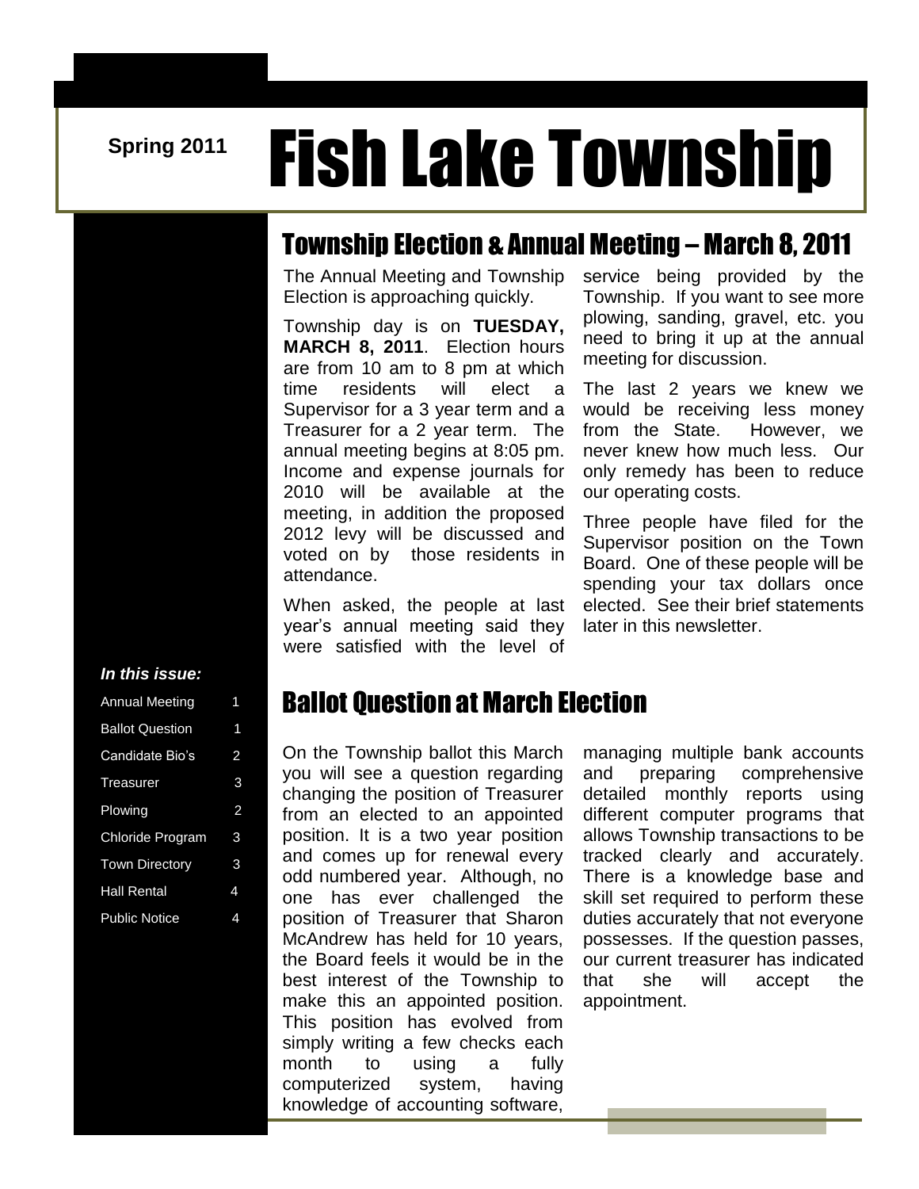Spring 2011

# Fish Lake Township

## Township Election & Annual Meeting – March 8, 2011

The Annual Meeting and Township Election is approaching quickly.

Township day is on **TUESDAY, MARCH 8, 2011**. Election hours are from 10 am to 8 pm at which time residents will elect a Supervisor for a 3 year term and a Treasurer for a 2 year term. The annual meeting begins at 8:05 pm. Income and expense journals for 2010 will be available at the meeting, in addition the proposed 2012 levy will be discussed and voted on by those residents in attendance.

When asked, the people at last year's annual meeting said they were satisfied with the level of service being provided by the Township. If you want to see more plowing, sanding, gravel, etc. you need to bring it up at the annual meeting for discussion.

The last 2 years we knew we would be receiving less money from the State. However, we never knew how much less. Our only remedy has been to reduce our operating costs.

Three people have filed for the Supervisor position on the Town Board. One of these people will be spending your tax dollars once elected. See their brief statements later in this newsletter.

***In this issue:***

| | |
|---|---|
| Annual Meeting | 1 |
| Ballot Question | 1 |
| Candidate Bio's | 2 |
| Treasurer | 3 |
| Plowing | 2 |
| Chloride Program | 3 |
| Town Directory | 3 |
| Hall Rental | 4 |
| Public Notice | 4 |

## Ballot Question at March Election

On the Township ballot this March you will see a question regarding changing the position of Treasurer from an elected to an appointed position. It is a two year position and comes up for renewal every odd numbered year. Although, no one has ever challenged the position of Treasurer that Sharon McAndrew has held for 10 years, the Board feels it would be in the best interest of the Township to make this an appointed position. This position has evolved from simply writing a few checks each month to using a fully computerized system, having knowledge of accounting software, managing multiple bank accounts and preparing comprehensive detailed monthly reports using different computer programs that allows Township transactions to be tracked clearly and accurately. There is a knowledge base and skill set required to perform these duties accurately that not everyone possesses. If the question passes, our current treasurer has indicated that she will accept the appointment.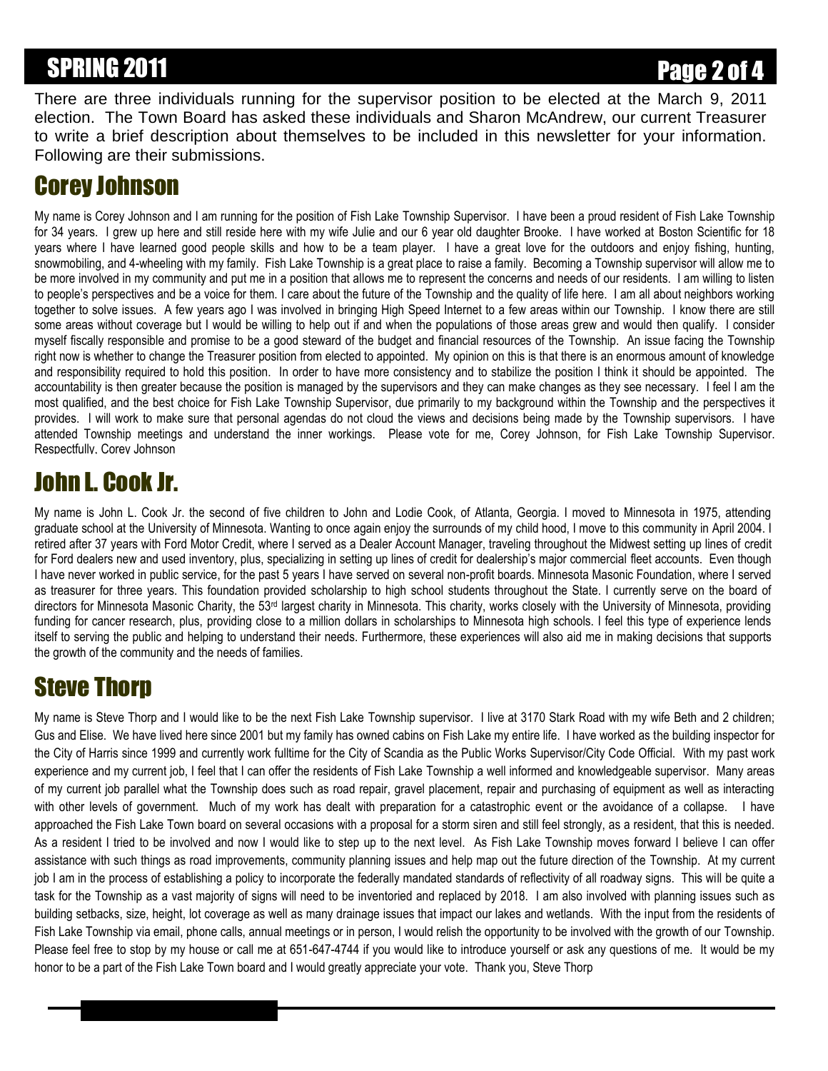There are three individuals running for the supervisor position to be elected at the March 9, 2011 election. The Town Board has asked these individuals and Sharon McAndrew, our current Treasurer to write a brief description about themselves to be included in this newsletter for your information. Following are their submissions.

## Corey Johnson

My name is Corey Johnson and I am running for the position of Fish Lake Township Supervisor. I have been a proud resident of Fish Lake Township for 34 years. I grew up here and still reside here with my wife Julie and our 6 year old daughter Brooke. I have worked at Boston Scientific for 18 years where I have learned good people skills and how to be a team player. I have a great love for the outdoors and enjoy fishing, hunting, snowmobiling, and 4-wheeling with my family. Fish Lake Township is a great place to raise a family. Becoming a Township supervisor will allow me to be more involved in my community and put me in a position that allows me to represent the concerns and needs of our residents. I am willing to listen to people's perspectives and be a voice for them. I care about the future of the Township and the quality of life here. I am all about neighbors working together to solve issues. A few years ago I was involved in bringing High Speed Internet to a few areas within our Township. I know there are still some areas without coverage but I would be willing to help out if and when the populations of those areas grew and would then qualify. I consider myself fiscally responsible and promise to be a good steward of the budget and financial resources of the Township. An issue facing the Township right now is whether to change the Treasurer position from elected to appointed. My opinion on this is that there is an enormous amount of knowledge and responsibility required to hold this position. In order to have more consistency and to stabilize the position I think it should be appointed. The accountability is then greater because the position is managed by the supervisors and they can make changes as they see necessary. I feel I am the most qualified, and the best choice for Fish Lake Township Supervisor, due primarily to my background within the Township and the perspectives it provides. I will work to make sure that personal agendas do not cloud the views and decisions being made by the Township supervisors. I have attended Township meetings and understand the inner workings. Please vote for me, Corey Johnson, for Fish Lake Township Supervisor. Respectfully, Corey Johnson

## John L. Cook Jr.

My name is John L. Cook Jr. the second of five children to John and Lodie Cook, of Atlanta, Georgia. I moved to Minnesota in 1975, attending graduate school at the University of Minnesota. Wanting to once again enjoy the surrounds of my child hood, I move to this community in April 2004. I retired after 37 years with Ford Motor Credit, where I served as a Dealer Account Manager, traveling throughout the Midwest setting up lines of credit for Ford dealers new and used inventory, plus, specializing in setting up lines of credit for dealership's major commercial fleet accounts. Even though I have never worked in public service, for the past 5 years I have served on several non-profit boards. Minnesota Masonic Foundation, where I served as treasurer for three years. This foundation provided scholarship to high school students throughout the State. I currently serve on the board of directors for Minnesota Masonic Charity, the 53rd largest charity in Minnesota. This charity, works closely with the University of Minnesota, providing funding for cancer research, plus, providing close to a million dollars in scholarships to Minnesota high schools. I feel this type of experience lends itself to serving the public and helping to understand their needs. Furthermore, these experiences will also aid me in making decisions that supports the growth of the community and the needs of families.

## Steve Thorp

My name is Steve Thorp and I would like to be the next Fish Lake Township supervisor. I live at 3170 Stark Road with my wife Beth and 2 children; Gus and Elise. We have lived here since 2001 but my family has owned cabins on Fish Lake my entire life. I have worked as the building inspector for the City of Harris since 1999 and currently work fulltime for the City of Scandia as the Public Works Supervisor/City Code Official. With my past work experience and my current job, I feel that I can offer the residents of Fish Lake Township a well informed and knowledgeable supervisor. Many areas of my current job parallel what the Township does such as road repair, gravel placement, repair and purchasing of equipment as well as interacting with other levels of government. Much of my work has dealt with preparation for a catastrophic event or the avoidance of a collapse. I have approached the Fish Lake Town board on several occasions with a proposal for a storm siren and still feel strongly, as a resident, that this is needed. As a resident I tried to be involved and now I would like to step up to the next level. As Fish Lake Township moves forward I believe I can offer assistance with such things as road improvements, community planning issues and help map out the future direction of the Township. At my current job I am in the process of establishing a policy to incorporate the federally mandated standards of reflectivity of all roadway signs. This will be quite a task for the Township as a vast majority of signs will need to be inventoried and replaced by 2018. I am also involved with planning issues such as building setbacks, size, height, lot coverage as well as many drainage issues that impact our lakes and wetlands. With the input from the residents of Fish Lake Township via email, phone calls, annual meetings or in person, I would relish the opportunity to be involved with the growth of our Township. Please feel free to stop by my house or call me at 651-647-4744 if you would like to introduce yourself or ask any questions of me. It would be my honor to be a part of the Fish Lake Town board and I would greatly appreciate your vote. Thank you, Steve Thorp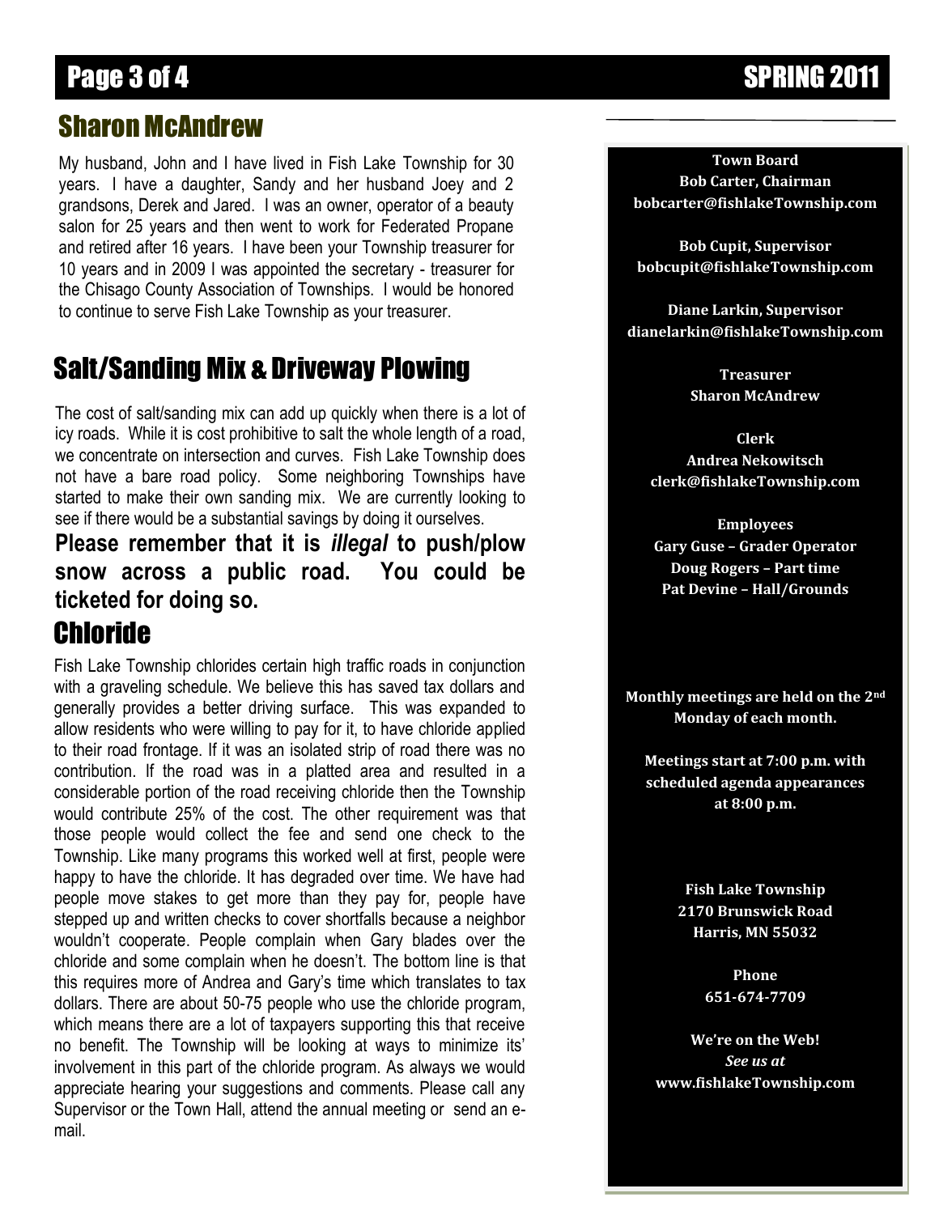## Sharon McAndrew

My husband, John and I have lived in Fish Lake Township for 30 years. I have a daughter, Sandy and her husband Joey and 2 grandsons, Derek and Jared. I was an owner, operator of a beauty salon for 25 years and then went to work for Federated Propane and retired after 16 years. I have been your Township treasurer for 10 years and in 2009 I was appointed the secretary - treasurer for the Chisago County Association of Townships. I would be honored to continue to serve Fish Lake Township as your treasurer.

## Salt/Sanding Mix & Driveway Plowing

The cost of salt/sanding mix can add up quickly when there is a lot of icy roads. While it is cost prohibitive to salt the whole length of a road, we concentrate on intersection and curves. Fish Lake Township does not have a bare road policy. Some neighboring Townships have started to make their own sanding mix. We are currently looking to see if there would be a substantial savings by doing it ourselves.

**Please remember that it is *illegal* to push/plow snow across a public road. You could be ticketed for doing so.**

## Chloride

Fish Lake Township chlorides certain high traffic roads in conjunction with a graveling schedule. We believe this has saved tax dollars and generally provides a better driving surface. This was expanded to allow residents who were willing to pay for it, to have chloride applied to their road frontage. If it was an isolated strip of road there was no contribution. If the road was in a platted area and resulted in a considerable portion of the road receiving chloride then the Township would contribute 25% of the cost. The other requirement was that those people would collect the fee and send one check to the Township. Like many programs this worked well at first, people were happy to have the chloride. It has degraded over time. We have had people move stakes to get more than they pay for, people have stepped up and written checks to cover shortfalls because a neighbor wouldn't cooperate. People complain when Gary blades over the chloride and some complain when he doesn't. The bottom line is that this requires more of Andrea and Gary's time which translates to tax dollars. There are about 50-75 people who use the chloride program, which means there are a lot of taxpayers supporting this that receive no benefit. The Township will be looking at ways to minimize its' involvement in this part of the chloride program. As always we would appreciate hearing your suggestions and comments. Please call any Supervisor or the Town Hall, attend the annual meeting or send an e-mail.

**Town Board**
**Bob Carter, Chairman**
**bobcarter@fishlakeTownship.com**

**Bob Cupit, Supervisor**
**bobcupit@fishlakeTownship.com**

**Diane Larkin, Supervisor**
**dianelarkin@fishlakeTownship.com**

**Treasurer**
**Sharon McAndrew**

**Clerk**
**Andrea Nekowitsch**
**clerk@fishlakeTownship.com**

**Employees**
**Gary Guse – Grader Operator**
**Doug Rogers – Part time**
**Pat Devine – Hall/Grounds**

**Monthly meetings are held on the 2nd Monday of each month.**

**Meetings start at 7:00 p.m. with scheduled agenda appearances at 8:00 p.m.**

**Fish Lake Township**
**2170 Brunswick Road**
**Harris, MN 55032**

**Phone**
**651-674-7709**

**We're on the Web!**
***See us at***
**www.fishlakeTownship.com**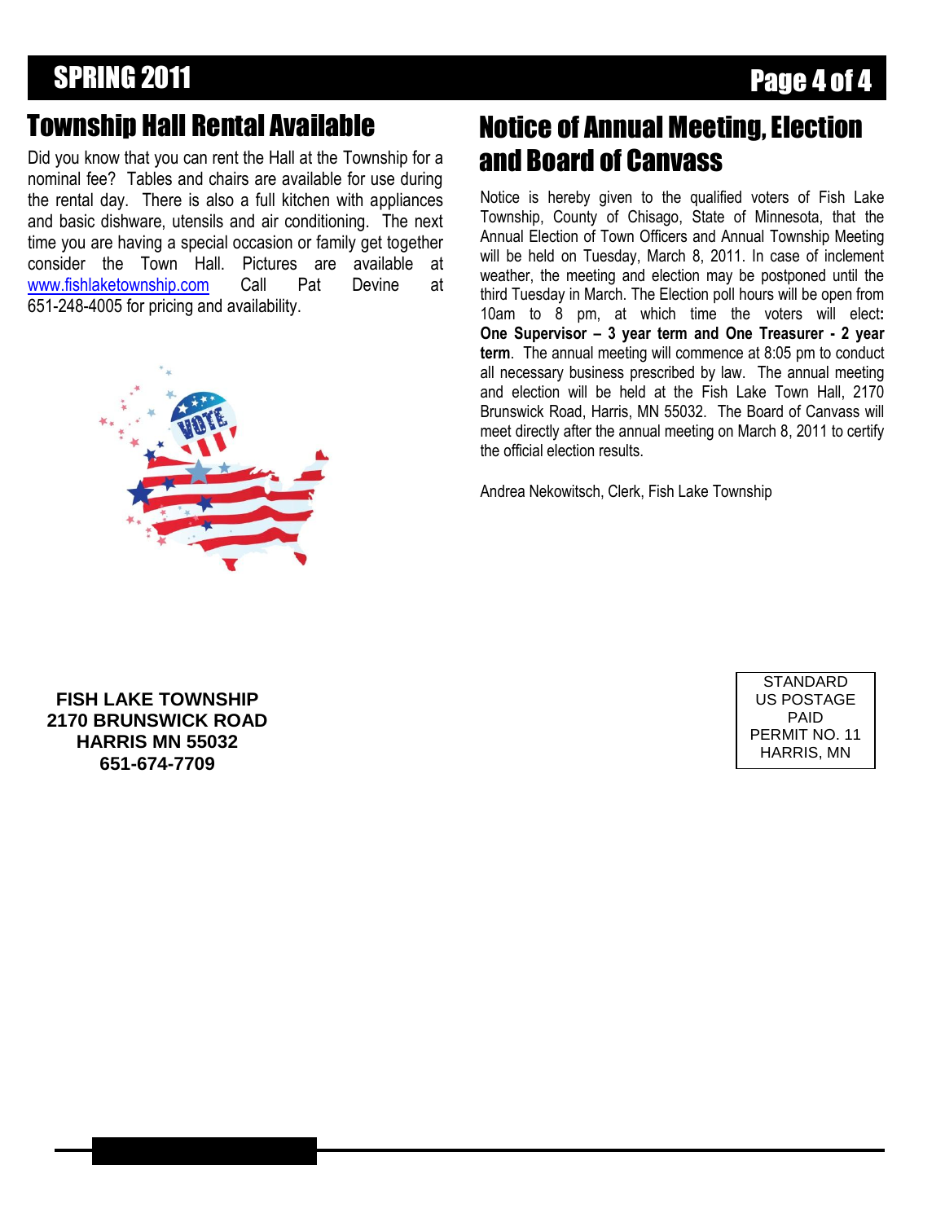## Township Hall Rental Available

Did you know that you can rent the Hall at the Township for a nominal fee? Tables and chairs are available for use during the rental day. There is also a full kitchen with appliances and basic dishware, utensils and air conditioning. The next time you are having a special occasion or family get together consider the Town Hall. Pictures are available at www.fishlaketownship.com Call Pat Devine at 651-248-4005 for pricing and availability.

## Notice of Annual Meeting, Election and Board of Canvass

Notice is hereby given to the qualified voters of Fish Lake Township, County of Chisago, State of Minnesota, that the Annual Election of Town Officers and Annual Township Meeting will be held on Tuesday, March 8, 2011. In case of inclement weather, the meeting and election may be postponed until the third Tuesday in March. The Election poll hours will be open from 10am to 8 pm, at which time the voters will elect: **One Supervisor – 3 year term and One Treasurer - 2 year term**. The annual meeting will commence at 8:05 pm to conduct all necessary business prescribed by law. The annual meeting and election will be held at the Fish Lake Town Hall, 2170 Brunswick Road, Harris, MN 55032. The Board of Canvass will meet directly after the annual meeting on March 8, 2011 to certify the official election results.

Andrea Nekowitsch, Clerk, Fish Lake Township

**FISH LAKE TOWNSHIP**
**2170 BRUNSWICK ROAD**
**HARRIS MN 55032**
**651-674-7709**

STANDARD
US POSTAGE
PAID
PERMIT NO. 11
HARRIS, MN